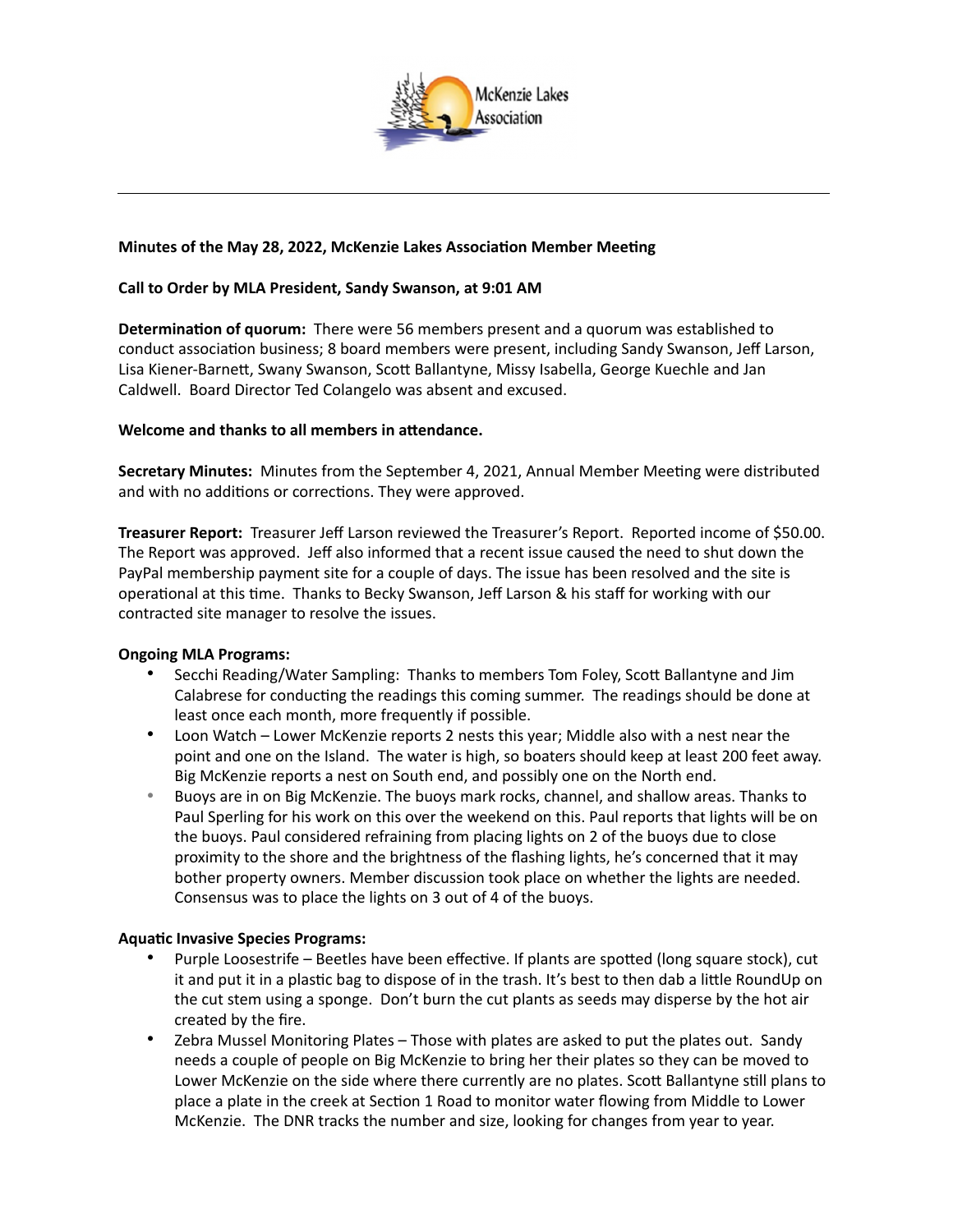**Minutes of the May 28, 2022, McKenzie Lakes Association Member Meeting**

**Call to Order by MLA President, Sandy Swanson, at 9:01 AM**

**Determination of quorum:** There were 56 members present and a quorum was established to conduct association business; 8 board members were present, including Sandy Swanson, Jeff Larson, Lisa Kiener-Barnett, Swany Swanson, Scott Ballantyne, Missy Isabella, George Kuechle and Jan Caldwell. Board Director Ted Colangelo was absent and excused.

**Welcome and thanks to all members in attendance.**

**Secretary Minutes:** Minutes from the September 4, 2021, Annual Member Meeting were distributed and with no additions or corrections. They were approved.

**Treasurer Report:** Treasurer Jeff Larson reviewed the Treasurer's Report. Reported income of $50.00. The Report was approved. Jeff also informed that a recent issue caused the need to shut down the PayPal membership payment site for a couple of days. The issue has been resolved and the site is operational at this time. Thanks to Becky Swanson, Jeff Larson & his staff for working with our contracted site manager to resolve the issues.

**Ongoing MLA Programs:**

- Secchi Reading/Water Sampling: Thanks to members Tom Foley, Scott Ballantyne and Jim Calabrese for conducting the readings this coming summer. The readings should be done at least once each month, more frequently if possible.
- Loon Watch – Lower McKenzie reports 2 nests this year; Middle also with a nest near the point and one on the Island. The water is high, so boaters should keep at least 200 feet away. Big McKenzie reports a nest on South end, and possibly one on the North end.
- Buoys are in on Big McKenzie. The buoys mark rocks, channel, and shallow areas. Thanks to Paul Sperling for his work on this over the weekend on this. Paul reports that lights will be on the buoys. Paul considered refraining from placing lights on 2 of the buoys due to close proximity to the shore and the brightness of the flashing lights, he's concerned that it may bother property owners. Member discussion took place on whether the lights are needed. Consensus was to place the lights on 3 out of 4 of the buoys.

**Aquatic Invasive Species Programs:**

- Purple Loosestrife – Beetles have been effective. If plants are spotted (long square stock), cut it and put it in a plastic bag to dispose of in the trash. It's best to then dab a little RoundUp on the cut stem using a sponge. Don't burn the cut plants as seeds may disperse by the hot air created by the fire.
- Zebra Mussel Monitoring Plates – Those with plates are asked to put the plates out. Sandy needs a couple of people on Big McKenzie to bring her their plates so they can be moved to Lower McKenzie on the side where there currently are no plates. Scott Ballantyne still plans to place a plate in the creek at Section 1 Road to monitor water flowing from Middle to Lower McKenzie. The DNR tracks the number and size, looking for changes from year to year.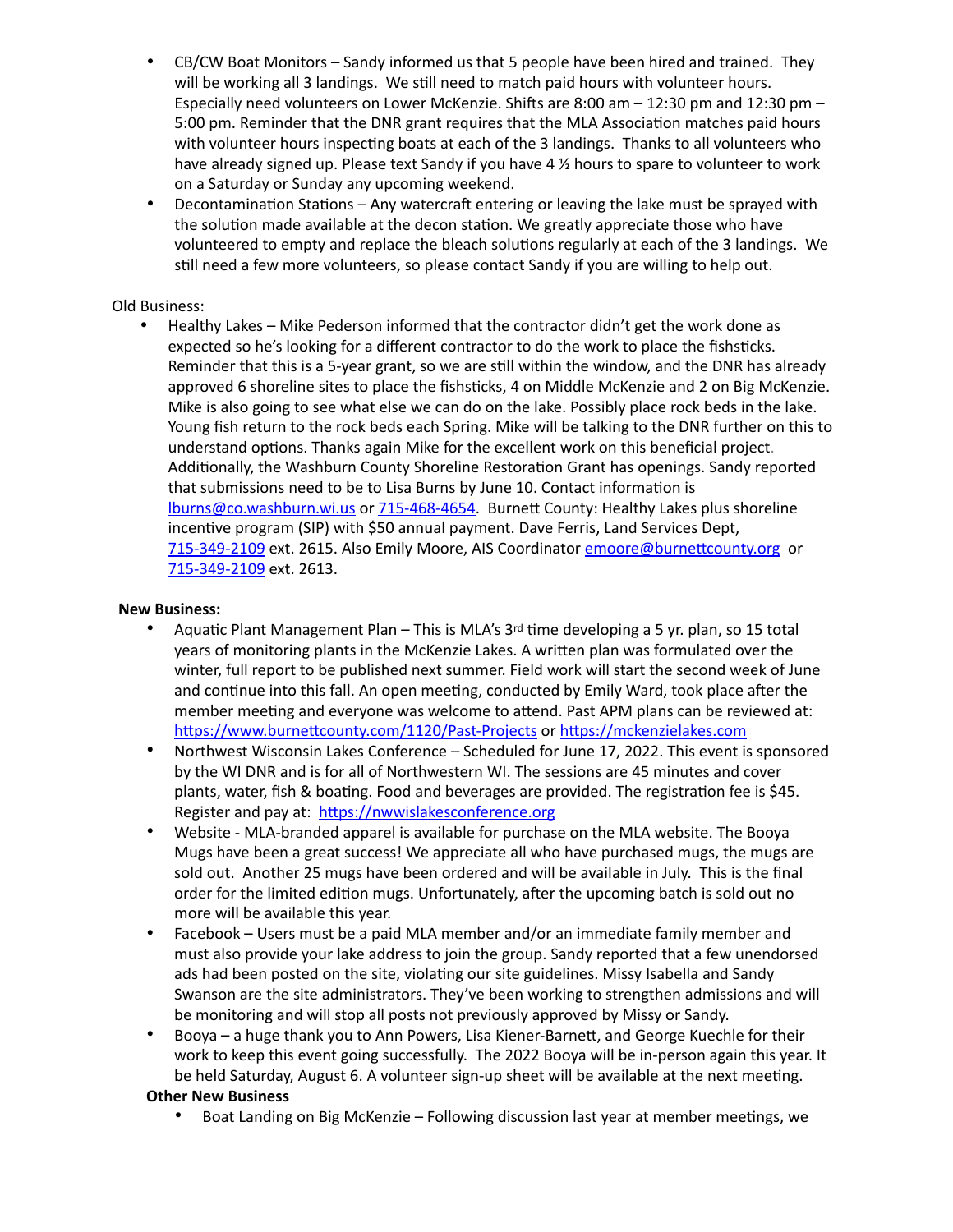- CB/CW Boat Monitors – Sandy informed us that 5 people have been hired and trained. They will be working all 3 landings. We still need to match paid hours with volunteer hours. Especially need volunteers on Lower McKenzie. Shifts are 8:00 am – 12:30 pm and 12:30 pm – 5:00 pm. Reminder that the DNR grant requires that the MLA Association matches paid hours with volunteer hours inspecting boats at each of the 3 landings. Thanks to all volunteers who have already signed up. Please text Sandy if you have 4 ½ hours to spare to volunteer to work on a Saturday or Sunday any upcoming weekend.
- Decontamination Stations – Any watercraft entering or leaving the lake must be sprayed with the solution made available at the decon station. We greatly appreciate those who have volunteered to empty and replace the bleach solutions regularly at each of the 3 landings. We still need a few more volunteers, so please contact Sandy if you are willing to help out.

Old Business:

- Healthy Lakes – Mike Pederson informed that the contractor didn't get the work done as expected so he's looking for a different contractor to do the work to place the fishsticks. Reminder that this is a 5-year grant, so we are still within the window, and the DNR has already approved 6 shoreline sites to place the fishsticks, 4 on Middle McKenzie and 2 on Big McKenzie. Mike is also going to see what else we can do on the lake. Possibly place rock beds in the lake. Young fish return to the rock beds each Spring. Mike will be talking to the DNR further on this to understand options. Thanks again Mike for the excellent work on this beneficial project. Additionally, the Washburn County Shoreline Restoration Grant has openings. Sandy reported that submissions need to be to Lisa Burns by June 10. Contact information is lburns@co.washburn.wi.us or 715-468-4654. Burnett County: Healthy Lakes plus shoreline incentive program (SIP) with $50 annual payment. Dave Ferris, Land Services Dept, 715-349-2109 ext. 2615. Also Emily Moore, AIS Coordinator emoore@burnettcounty.org or 715-349-2109 ext. 2613.

**New Business:**

- Aquatic Plant Management Plan – This is MLA's 3rd time developing a 5 yr. plan, so 15 total years of monitoring plants in the McKenzie Lakes. A written plan was formulated over the winter, full report to be published next summer. Field work will start the second week of June and continue into this fall. An open meeting, conducted by Emily Ward, took place after the member meeting and everyone was welcome to attend. Past APM plans can be reviewed at: https://www.burnettcounty.com/1120/Past-Projects or https://mckenzielakes.com
- Northwest Wisconsin Lakes Conference – Scheduled for June 17, 2022. This event is sponsored by the WI DNR and is for all of Northwestern WI. The sessions are 45 minutes and cover plants, water, fish & boating. Food and beverages are provided. The registration fee is $45. Register and pay at: https://nwwislakesconference.org
- Website - MLA-branded apparel is available for purchase on the MLA website. The Booya Mugs have been a great success! We appreciate all who have purchased mugs, the mugs are sold out. Another 25 mugs have been ordered and will be available in July. This is the final order for the limited edition mugs. Unfortunately, after the upcoming batch is sold out no more will be available this year.
- Facebook – Users must be a paid MLA member and/or an immediate family member and must also provide your lake address to join the group. Sandy reported that a few unendorsed ads had been posted on the site, violating our site guidelines. Missy Isabella and Sandy Swanson are the site administrators. They've been working to strengthen admissions and will be monitoring and will stop all posts not previously approved by Missy or Sandy.
- Booya – a huge thank you to Ann Powers, Lisa Kiener-Barnett, and George Kuechle for their work to keep this event going successfully. The 2022 Booya will be in-person again this year. It be held Saturday, August 6. A volunteer sign-up sheet will be available at the next meeting.

**Other New Business**

- Boat Landing on Big McKenzie – Following discussion last year at member meetings, we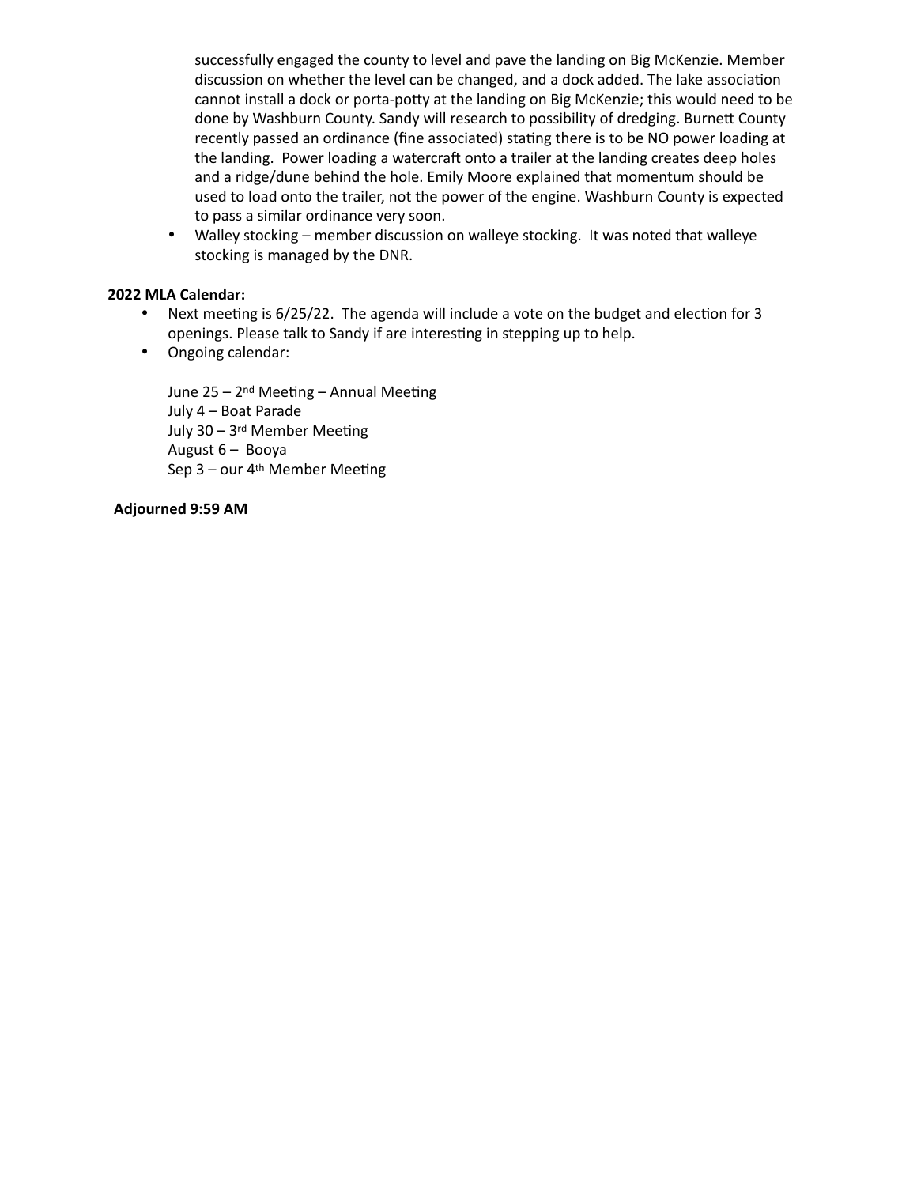successfully engaged the county to level and pave the landing on Big McKenzie. Member discussion on whether the level can be changed, and a dock added. The lake association cannot install a dock or porta-potty at the landing on Big McKenzie; this would need to be done by Washburn County. Sandy will research to possibility of dredging. Burnett County recently passed an ordinance (fine associated) stating there is to be NO power loading at the landing. Power loading a watercraft onto a trailer at the landing creates deep holes and a ridge/dune behind the hole. Emily Moore explained that momentum should be used to load onto the trailer, not the power of the engine. Washburn County is expected to pass a similar ordinance very soon.

- Walley stocking – member discussion on walleye stocking. It was noted that walleye stocking is managed by the DNR.

**2022 MLA Calendar:**

- Next meeting is 6/25/22. The agenda will include a vote on the budget and election for 3 openings. Please talk to Sandy if are interesting in stepping up to help.
- Ongoing calendar:

  June 25 – 2nd Meeting – Annual Meeting
  July 4 – Boat Parade
  July 30 – 3rd Member Meeting
  August 6 – Booya
  Sep 3 – our 4th Member Meeting

**Adjourned 9:59 AM**